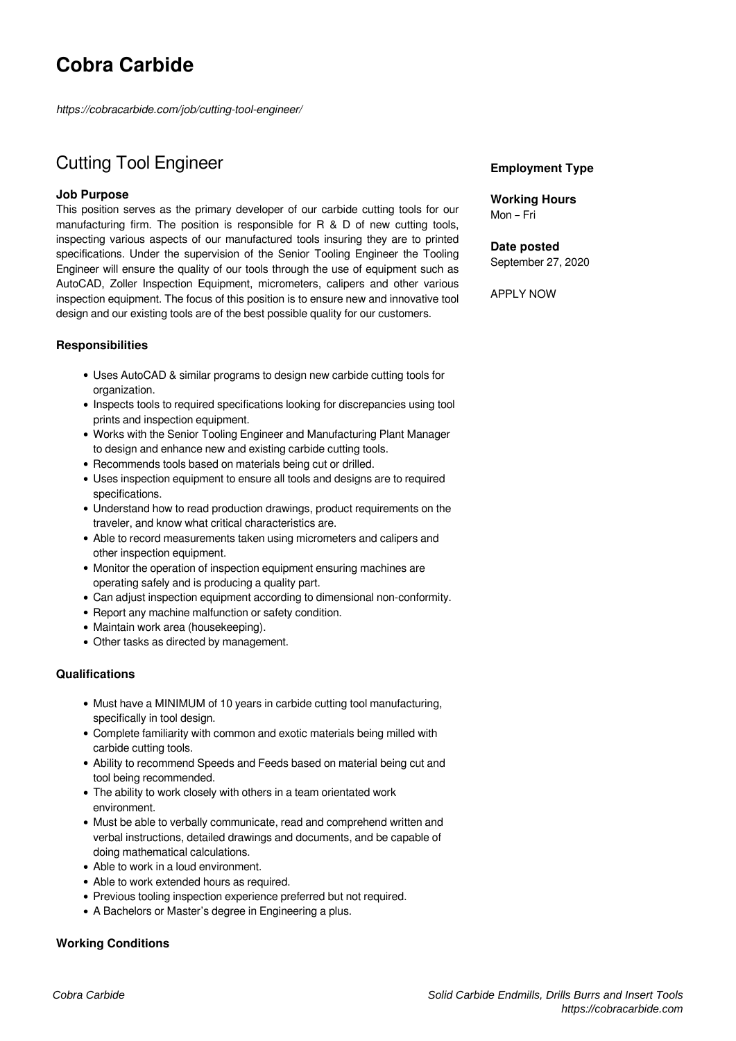# Cobra Carbide

*https://cobracarbide.com/job/cutting-tool-engineer/*

## Cutting Tool Engineer

**Employment Type**

**Working Hours**
Mon – Fri

**Date posted**
September 27, 2020

APPLY NOW

### Job Purpose

This position serves as the primary developer of our carbide cutting tools for our manufacturing firm. The position is responsible for R & D of new cutting tools, inspecting various aspects of our manufactured tools insuring they are to printed specifications. Under the supervision of the Senior Tooling Engineer the Tooling Engineer will ensure the quality of our tools through the use of equipment such as AutoCAD, Zoller Inspection Equipment, micrometers, calipers and other various inspection equipment. The focus of this position is to ensure new and innovative tool design and our existing tools are of the best possible quality for our customers.

### Responsibilities

- Uses AutoCAD & similar programs to design new carbide cutting tools for organization.
- Inspects tools to required specifications looking for discrepancies using tool prints and inspection equipment.
- Works with the Senior Tooling Engineer and Manufacturing Plant Manager to design and enhance new and existing carbide cutting tools.
- Recommends tools based on materials being cut or drilled.
- Uses inspection equipment to ensure all tools and designs are to required specifications.
- Understand how to read production drawings, product requirements on the traveler, and know what critical characteristics are.
- Able to record measurements taken using micrometers and calipers and other inspection equipment.
- Monitor the operation of inspection equipment ensuring machines are operating safely and is producing a quality part.
- Can adjust inspection equipment according to dimensional non-conformity.
- Report any machine malfunction or safety condition.
- Maintain work area (housekeeping).
- Other tasks as directed by management.

### Qualifications

- Must have a MINIMUM of 10 years in carbide cutting tool manufacturing, specifically in tool design.
- Complete familiarity with common and exotic materials being milled with carbide cutting tools.
- Ability to recommend Speeds and Feeds based on material being cut and tool being recommended.
- The ability to work closely with others in a team orientated work environment.
- Must be able to verbally communicate, read and comprehend written and verbal instructions, detailed drawings and documents, and be capable of doing mathematical calculations.
- Able to work in a loud environment.
- Able to work extended hours as required.
- Previous tooling inspection experience preferred but not required.
- A Bachelors or Master's degree in Engineering a plus.

### Working Conditions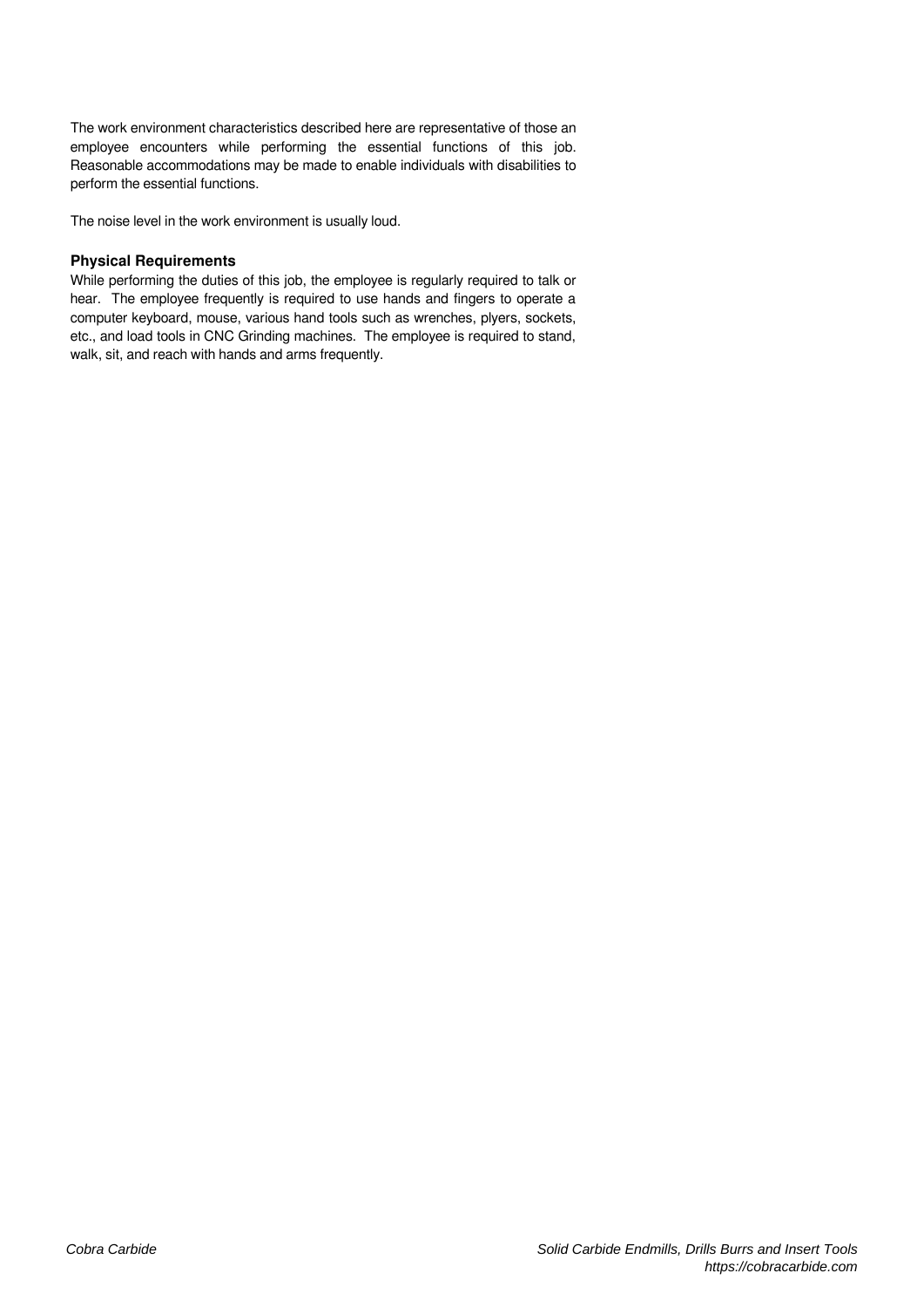The work environment characteristics described here are representative of those an employee encounters while performing the essential functions of this job. Reasonable accommodations may be made to enable individuals with disabilities to perform the essential functions.

The noise level in the work environment is usually loud.

### Physical Requirements

While performing the duties of this job, the employee is regularly required to talk or hear. The employee frequently is required to use hands and fingers to operate a computer keyboard, mouse, various hand tools such as wrenches, plyers, sockets, etc., and load tools in CNC Grinding machines. The employee is required to stand, walk, sit, and reach with hands and arms frequently.